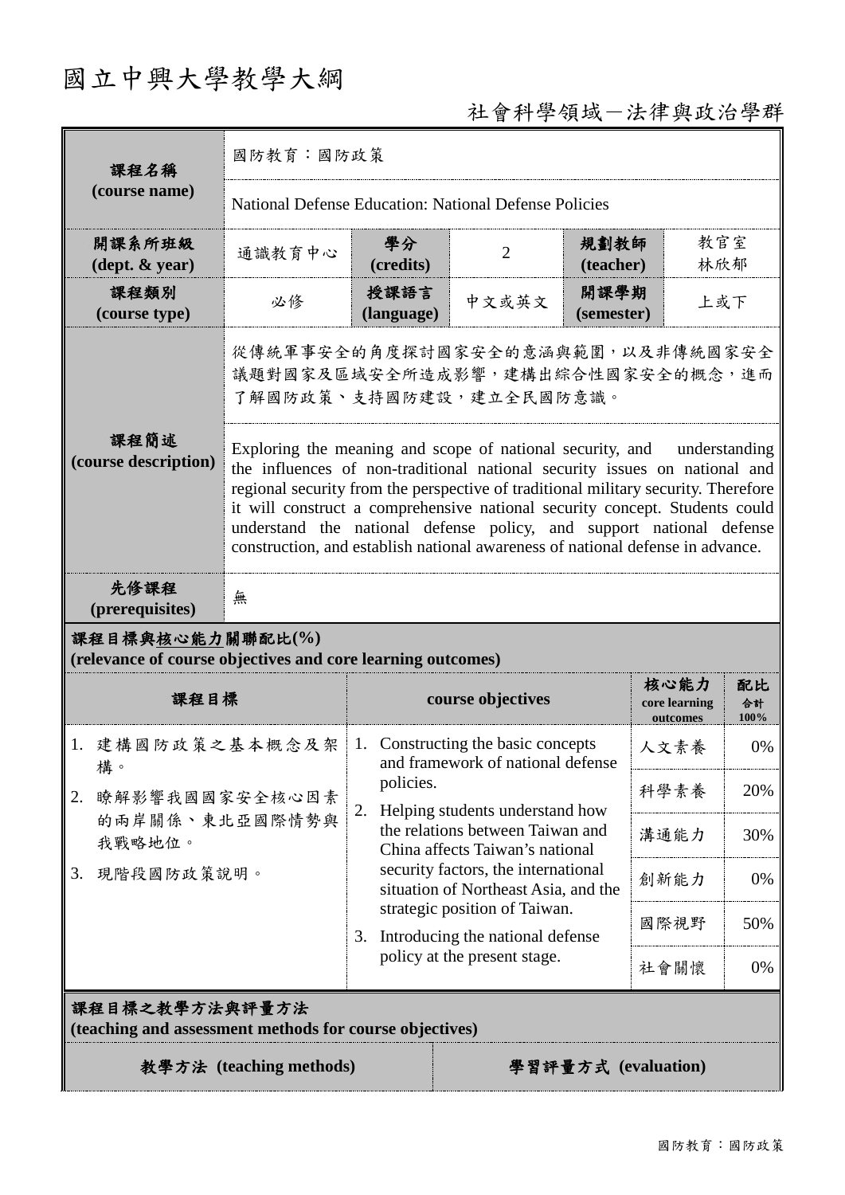# 國立中興大學教學大綱

社會科學領域－法律與政治學群

| 課程名稱 (course name) | 國防教育：國防政策 | | | | |
|---|---|---|---|---|---|
| | National Defense Education: National Defense Policies | | | | |
| 開課系所班級 (dept. & year) | 通識教育中心 | 學分 (credits) | 2 | 規劃教師 (teacher) | 教官室 林欣郁 |
| 課程類別 (course type) | 必修 | 授課語言 (language) | 中文或英文 | 開課學期 (semester) | 上或下 |
| 課程簡述 (course description) | 從傳統軍事安全的角度探討國家安全的意涵與範圍，以及非傳統國家安全議題對國家及區域安全所造成影響，建構出綜合性國家安全的概念，進而了解國防政策、支持國防建設，建立全民國防意識。 | | | | |
| | Exploring the meaning and scope of national security, and understanding the influences of non-traditional national security issues on national and regional security from the perspective of traditional military security. Therefore it will construct a comprehensive national security concept. Students could understand the national defense policy, and support national defense construction, and establish national awareness of national defense in advance. | | | | |
| 先修課程 (prerequisites) | 無 | | | | |

**課程目標與核心能力關聯配比(%)**
**(relevance of course objectives and core learning outcomes)**

| 課程目標 | course objectives | 核心能力 core learning outcomes | 配比 合計 100% |
|---|---|---|---|
| 1. 建構國防政策之基本概念及架構。<br>2. 瞭解影響我國國家安全核心因素的兩岸關係、東北亞國際情勢與我戰略地位。<br>3. 現階段國防政策說明。 | 1. Constructing the basic concepts and framework of national defense policies.<br>2. Helping students understand how the relations between Taiwan and China affects Taiwan's national security factors, the international situation of Northeast Asia, and the strategic position of Taiwan.<br>3. Introducing the national defense policy at the present stage. | 人文素養 | 0% |
| | | 科學素養 | 20% |
| | | 溝通能力 | 30% |
| | | 創新能力 | 0% |
| | | 國際視野 | 50% |
| | | 社會關懷 | 0% |

**課程目標之教學方法與評量方法**
**(teaching and assessment methods for course objectives)**

| 教學方法 (teaching methods) | 學習評量方式 (evaluation) |
|---|---|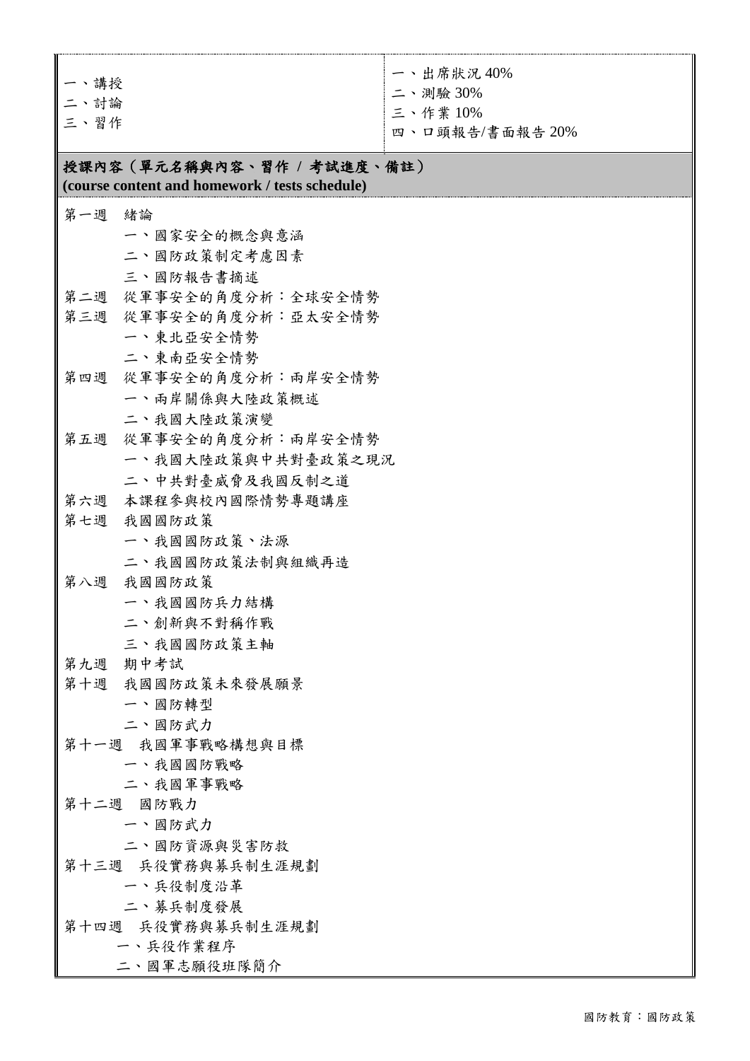| 一、講授<br>二、討論<br>三、習作 | 一、出席狀況 40%<br>二、測驗 30%<br>三、作業 10%<br>四、口頭報告/書面報告 20% |
|---|---|

**授課內容（單元名稱與內容、習作 / 考試進度、備註）**
**(course content and homework / tests schedule)**

第一週　緒論
- 一、國家安全的概念與意涵
- 二、國防政策制定考慮因素
- 三、國防報告書摘述

第二週　從軍事安全的角度分析：全球安全情勢

第三週　從軍事安全的角度分析：亞太安全情勢
- 一、東北亞安全情勢
- 二、東南亞安全情勢

第四週　從軍事安全的角度分析：兩岸安全情勢
- 一、兩岸關係與大陸政策概述
- 二、我國大陸政策演變

第五週　從軍事安全的角度分析：兩岸安全情勢
- 一、我國大陸政策與中共對臺政策之現況
- 二、中共對臺威脅及我國反制之道

第六週　本課程參與校內國際情勢專題講座

第七週　我國國防政策
- 一、我國國防政策、法源
- 二、我國國防政策法制與組織再造

第八週　我國國防政策
- 一、我國國防兵力結構
- 二、創新與不對稱作戰
- 三、我國國防政策主軸

第九週　期中考試

第十週　我國國防政策未來發展願景
- 一、國防轉型
- 二、國防武力

第十一週　我國軍事戰略構想與目標
- 一、我國國防戰略
- 二、我國軍事戰略

第十二週　國防戰力
- 一、國防武力
- 二、國防資源與災害防救

第十三週　兵役實務與募兵制生涯規劃
- 一、兵役制度沿革
- 二、募兵制度發展

第十四週　兵役實務與募兵制生涯規劃
- 一、兵役作業程序
- 二、國軍志願役班隊簡介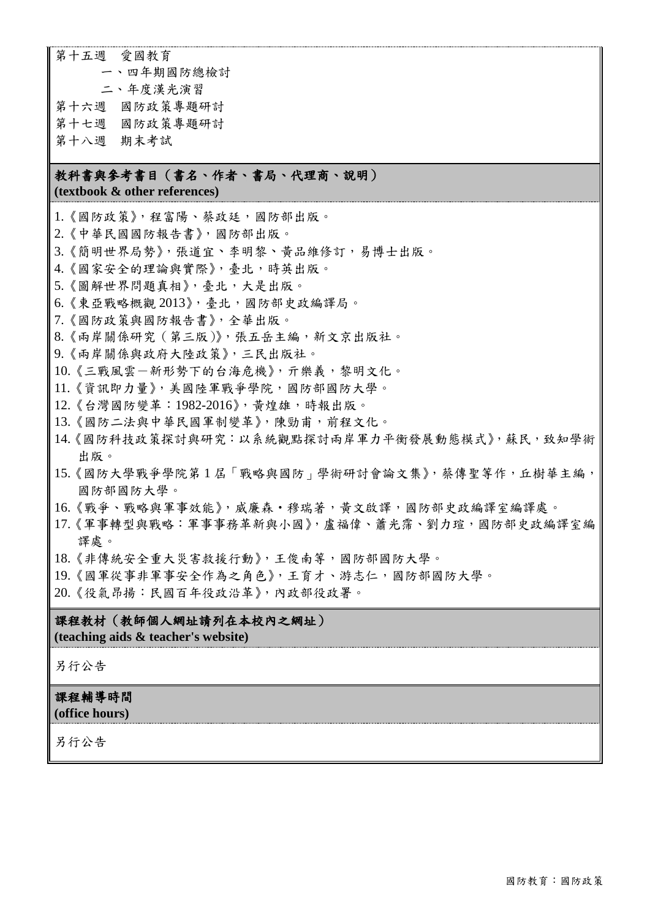第十五週　愛國教育

　　一、四年期國防總檢討

　　二、年度漢光演習

第十六週　國防政策專題研討

第十七週　國防政策專題研討

第十八週　期末考試

**教科書與參考書目（書名、作者、書局、代理商、說明）**
**(textbook & other references)**

1.《國防政策》，程富陽、蔡政廷，國防部出版。
2.《中華民國國防報告書》，國防部出版。
3.《簡明世界局勢》，張道宜、李明黎、黃品維修訂，易博士出版。
4.《國家安全的理論與實際》，臺北，時英出版。
5.《圖解世界問題真相》，臺北，大是出版。
6.《東亞戰略概觀 2013》，臺北，國防部史政編譯局。
7.《國防政策與國防報告書》，全華出版。
8.《兩岸關係研究（第三版）》，張五岳主編，新文京出版社。
9.《兩岸關係與政府大陸政策》，三民出版社。
10.《三戰風雲－新形勢下的台海危機》，亓樂義，黎明文化。
11.《資訊即力量》，美國陸軍戰爭學院，國防部國防大學。
12.《台灣國防變革：1982-2016》，黃煌雄，時報出版。
13.《國防二法與中華民國軍制變革》，陳勁甫，前程文化。
14.《國防科技政策探討與研究：以系統觀點探討兩岸軍力平衡發展動態模式》，蘇民，致知學術出版。
15.《國防大學戰爭學院第 1 屆「戰略與國防」學術研討會論文集》，蔡傳聖等作，丘樹華主編，國防部國防大學。
16.《戰爭、戰略與軍事效能》，威廉森‧穆瑞著，黃文啟譯，國防部史政編譯室編譯處。
17.《軍事轉型與戰略：軍事事務革新與小國》，盧福偉、蕭光霈、劉力瑄，國防部史政編譯室編譯處。
18.《非傳統安全重大災害救援行動》，王俊南等，國防部國防大學。
19.《國軍從事非軍事安全作為之角色》，王育才、游志仁，國防部國防大學。
20.《役氣昂揚：民國百年役政沿革》，內政部役政署。

**課程教材（教師個人網址請列在本校內之網址）**
**(teaching aids & teacher's website)**

另行公告

**課程輔導時間**
**(office hours)**

另行公告